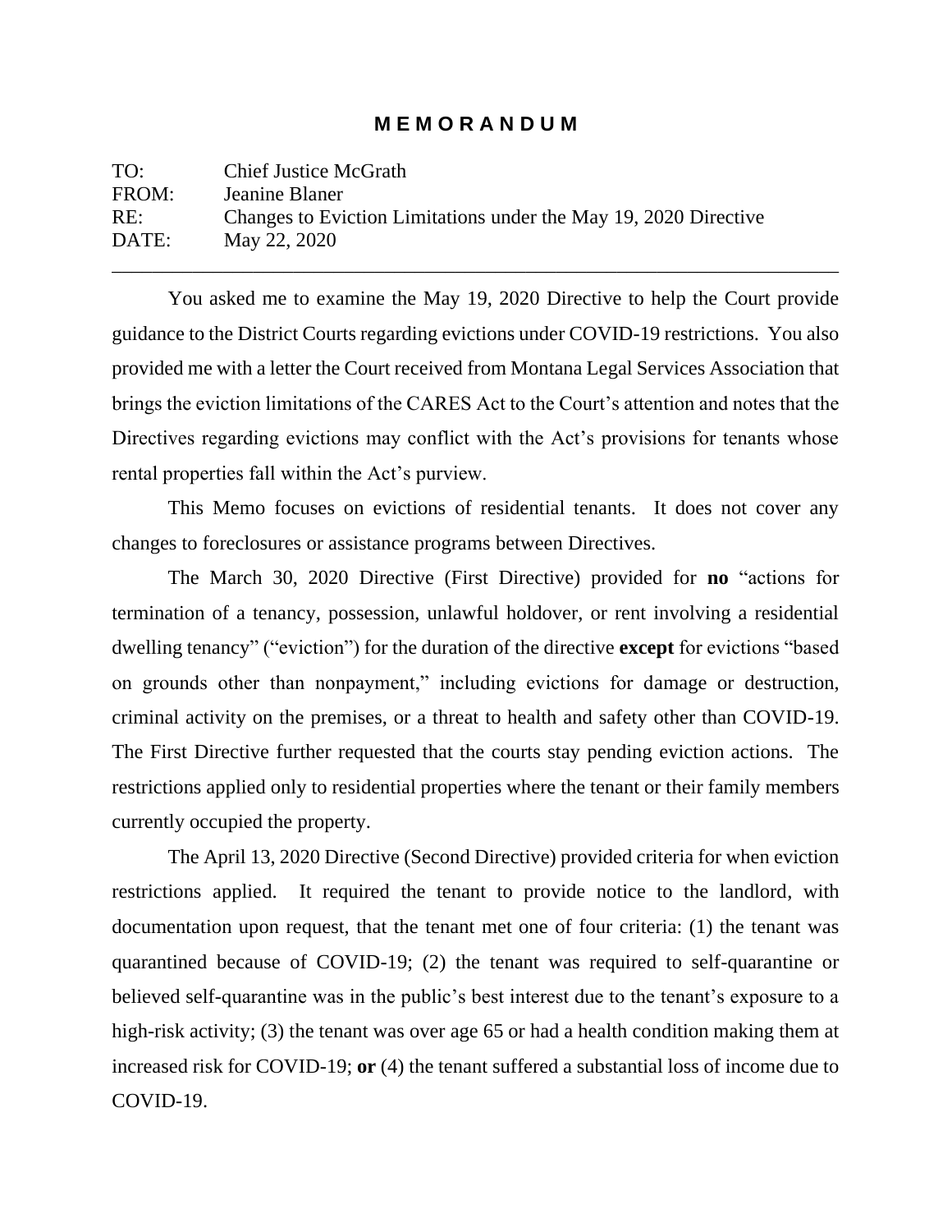# MEMORANDUM

TO: Chief Justice McGrath
FROM: Jeanine Blaner
RE: Changes to Eviction Limitations under the May 19, 2020 Directive
DATE: May 22, 2020

---

You asked me to examine the May 19, 2020 Directive to help the Court provide guidance to the District Courts regarding evictions under COVID-19 restrictions. You also provided me with a letter the Court received from Montana Legal Services Association that brings the eviction limitations of the CARES Act to the Court's attention and notes that the Directives regarding evictions may conflict with the Act's provisions for tenants whose rental properties fall within the Act's purview.

This Memo focuses on evictions of residential tenants. It does not cover any changes to foreclosures or assistance programs between Directives.

The March 30, 2020 Directive (First Directive) provided for **no** "actions for termination of a tenancy, possession, unlawful holdover, or rent involving a residential dwelling tenancy" ("eviction") for the duration of the directive **except** for evictions "based on grounds other than nonpayment," including evictions for damage or destruction, criminal activity on the premises, or a threat to health and safety other than COVID-19. The First Directive further requested that the courts stay pending eviction actions. The restrictions applied only to residential properties where the tenant or their family members currently occupied the property.

The April 13, 2020 Directive (Second Directive) provided criteria for when eviction restrictions applied. It required the tenant to provide notice to the landlord, with documentation upon request, that the tenant met one of four criteria: (1) the tenant was quarantined because of COVID-19; (2) the tenant was required to self-quarantine or believed self-quarantine was in the public's best interest due to the tenant's exposure to a high-risk activity; (3) the tenant was over age 65 or had a health condition making them at increased risk for COVID-19; **or** (4) the tenant suffered a substantial loss of income due to COVID-19.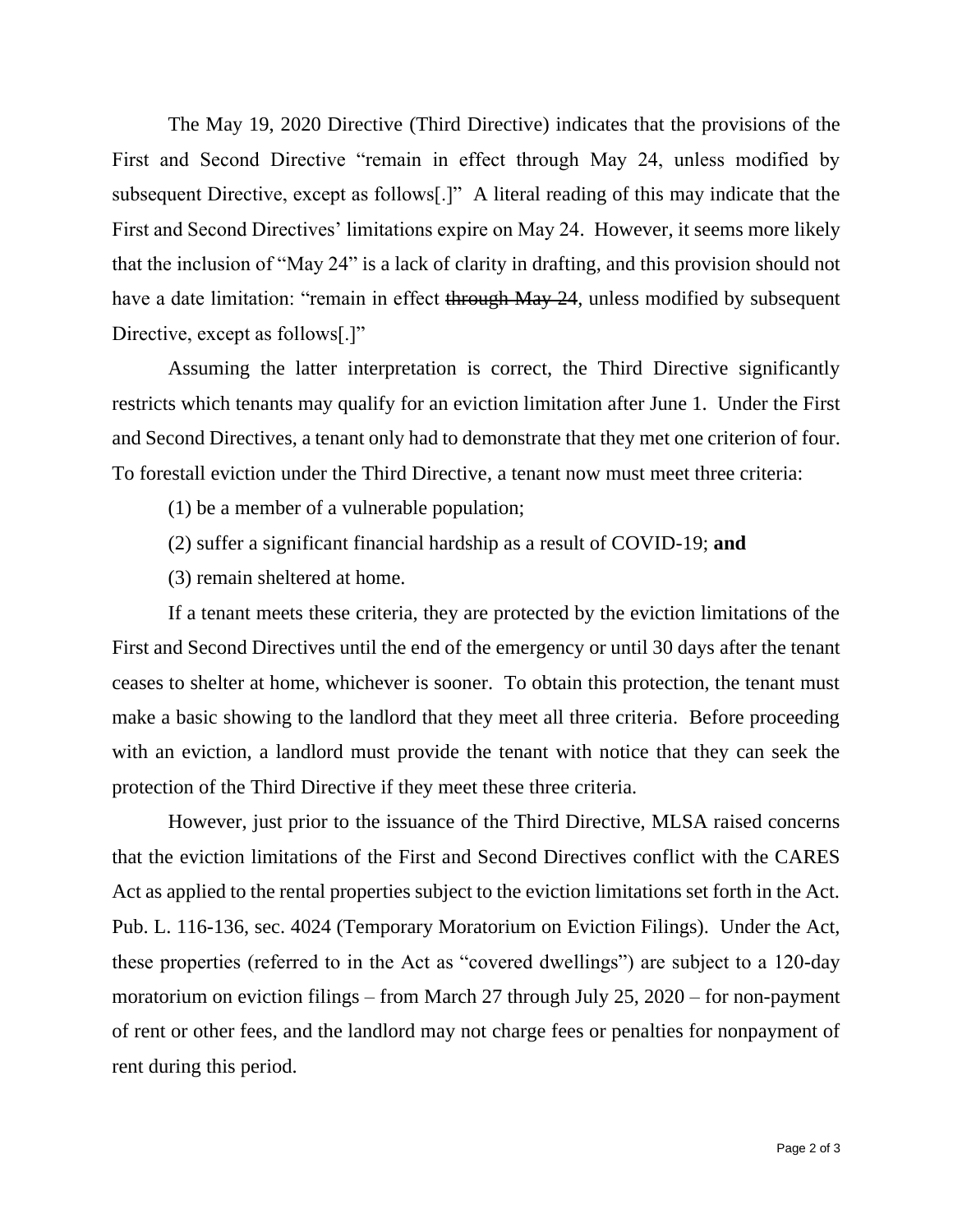The May 19, 2020 Directive (Third Directive) indicates that the provisions of the First and Second Directive "remain in effect through May 24, unless modified by subsequent Directive, except as follows[.]" A literal reading of this may indicate that the First and Second Directives' limitations expire on May 24. However, it seems more likely that the inclusion of "May 24" is a lack of clarity in drafting, and this provision should not have a date limitation: "remain in effect ~~through May 24~~, unless modified by subsequent Directive, except as follows[.]"

Assuming the latter interpretation is correct, the Third Directive significantly restricts which tenants may qualify for an eviction limitation after June 1. Under the First and Second Directives, a tenant only had to demonstrate that they met one criterion of four. To forestall eviction under the Third Directive, a tenant now must meet three criteria:

(1) be a member of a vulnerable population;

(2) suffer a significant financial hardship as a result of COVID-19; **and**

(3) remain sheltered at home.

If a tenant meets these criteria, they are protected by the eviction limitations of the First and Second Directives until the end of the emergency or until 30 days after the tenant ceases to shelter at home, whichever is sooner. To obtain this protection, the tenant must make a basic showing to the landlord that they meet all three criteria. Before proceeding with an eviction, a landlord must provide the tenant with notice that they can seek the protection of the Third Directive if they meet these three criteria.

However, just prior to the issuance of the Third Directive, MLSA raised concerns that the eviction limitations of the First and Second Directives conflict with the CARES Act as applied to the rental properties subject to the eviction limitations set forth in the Act. Pub. L. 116-136, sec. 4024 (Temporary Moratorium on Eviction Filings). Under the Act, these properties (referred to in the Act as "covered dwellings") are subject to a 120-day moratorium on eviction filings – from March 27 through July 25, 2020 – for non-payment of rent or other fees, and the landlord may not charge fees or penalties for nonpayment of rent during this period.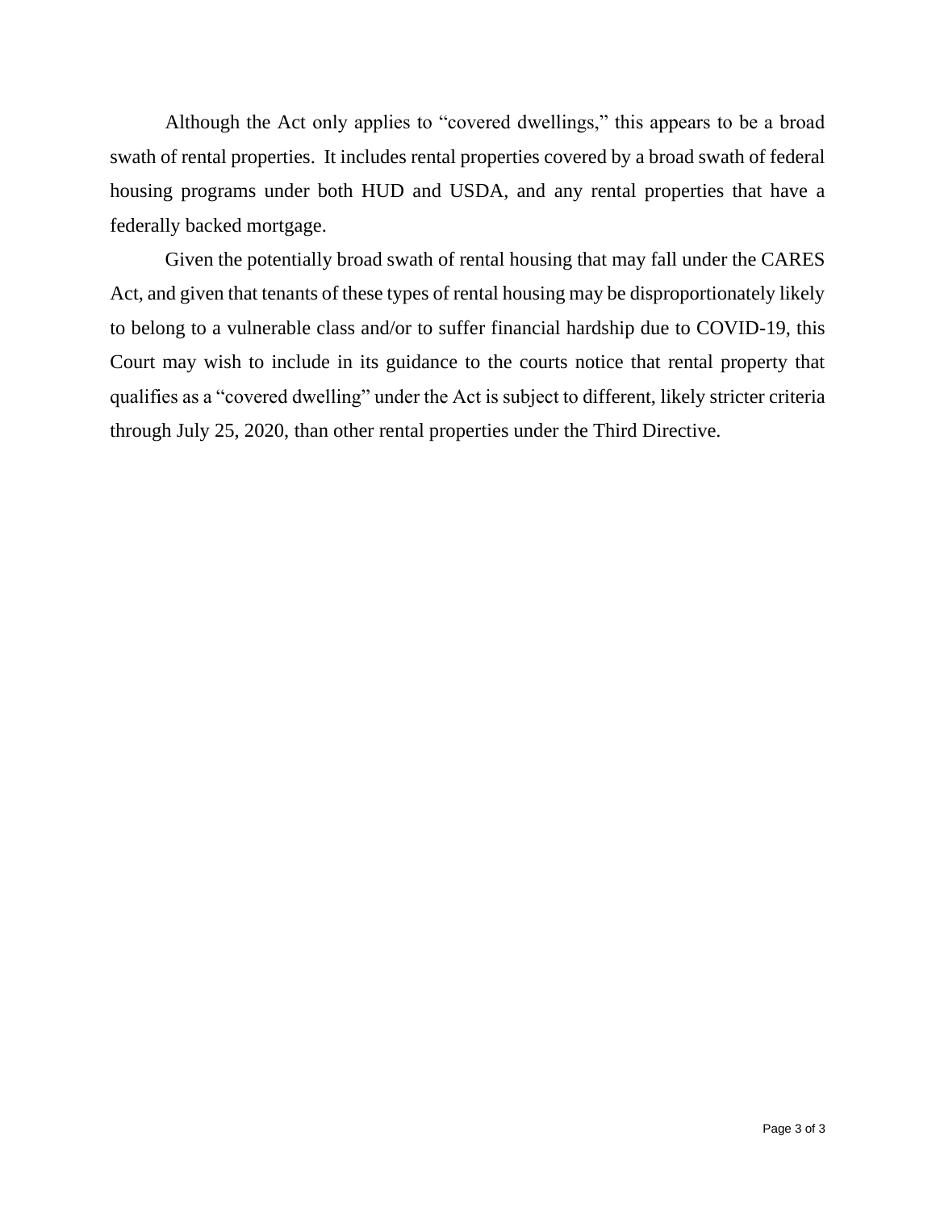Although the Act only applies to "covered dwellings," this appears to be a broad swath of rental properties. It includes rental properties covered by a broad swath of federal housing programs under both HUD and USDA, and any rental properties that have a federally backed mortgage.

Given the potentially broad swath of rental housing that may fall under the CARES Act, and given that tenants of these types of rental housing may be disproportionately likely to belong to a vulnerable class and/or to suffer financial hardship due to COVID-19, this Court may wish to include in its guidance to the courts notice that rental property that qualifies as a "covered dwelling" under the Act is subject to different, likely stricter criteria through July 25, 2020, than other rental properties under the Third Directive.